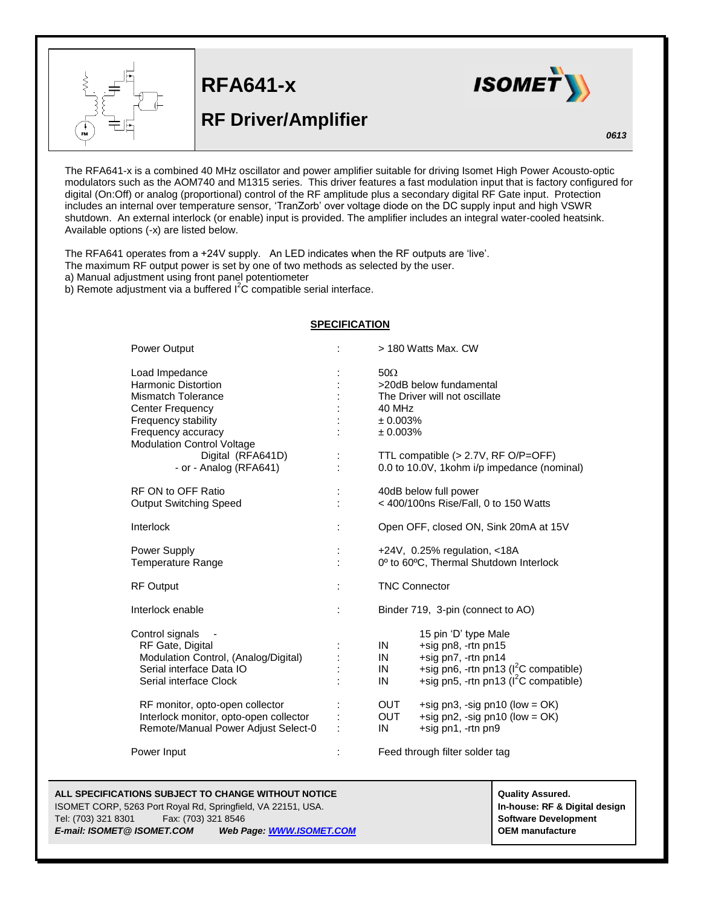# RFA641-x

## RF Driver/Amplifier

*0613*

The RFA641-x is a combined 40 MHz oscillator and power amplifier suitable for driving Isomet High Power Acousto-optic modulators such as the AOM740 and M1315 series. This driver features a fast modulation input that is factory configured for digital (On:Off) or analog (proportional) control of the RF amplitude plus a secondary digital RF Gate input. Protection includes an internal over temperature sensor, 'TranZorb' over voltage diode on the DC supply input and high VSWR shutdown. An external interlock (or enable) input is provided. The amplifier includes an integral water-cooled heatsink. Available options (-x) are listed below.

The RFA641 operates from a +24V supply. An LED indicates when the RF outputs are 'live'.
The maximum RF output power is set by one of two methods as selected by the user.
a) Manual adjustment using front panel potentiometer
b) Remote adjustment via a buffered $I^2C$ compatible serial interface.

### SPECIFICATION

| Parameter | | Value |
|---|---|---|
| Power Output | : | > 180 Watts Max. CW |
| Load Impedance | : | 50Ω |
| Harmonic Distortion | : | >20dB below fundamental |
| Mismatch Tolerance | : | The Driver will not oscillate |
| Center Frequency | : | 40 MHz |
| Frequency stability | : | ± 0.003% |
| Frequency accuracy | : | ± 0.003% |
| Modulation Control Voltage | | |
| Digital (RFA641D) | : | TTL compatible (> 2.7V, RF O/P=OFF) |
| - or - Analog (RFA641) | : | 0.0 to 10.0V, 1kohm i/p impedance (nominal) |
| RF ON to OFF Ratio | : | 40dB below full power |
| Output Switching Speed | : | < 400/100ns Rise/Fall, 0 to 150 Watts |
| Interlock | : | Open OFF, closed ON, Sink 20mA at 15V |
| Power Supply | : | +24V, 0.25% regulation, <18A |
| Temperature Range | : | 0º to 60ºC, Thermal Shutdown Interlock |
| RF Output | : | TNC Connector |
| Interlock enable | : | Binder 719, 3-pin (connect to AO) |
| Control signals - | | 15 pin 'D' type Male |
| RF Gate, Digital | : | IN +sig pn8, -rtn pn15 |
| Modulation Control, (Analog/Digital) | : | IN +sig pn7, -rtn pn14 |
| Serial interface Data IO | : | IN +sig pn6, -rtn pn13 ($I^2C$ compatible) |
| Serial interface Clock | : | IN +sig pn5, -rtn pn13 ($I^2C$ compatible) |
| RF monitor, opto-open collector | : | OUT +sig pn3, -sig pn10 (low = OK) |
| Interlock monitor, opto-open collector | : | OUT +sig pn2, -sig pn10 (low = OK) |
| Remote/Manual Power Adjust Select-0 | : | IN +sig pn1, -rtn pn9 |
| Power Input | : | Feed through filter solder tag |

**ALL SPECIFICATIONS SUBJECT TO CHANGE WITHOUT NOTICE**
ISOMET CORP, 5263 Port Royal Rd, Springfield, VA 22151, USA.
Tel: (703) 321 8301 Fax: (703) 321 8546
***E-mail: ISOMET@ ISOMET.COM*** ***Web Page: WWW.ISOMET.COM***

**Quality Assured.**
**In-house: RF & Digital design**
**Software Development**
**OEM manufacture**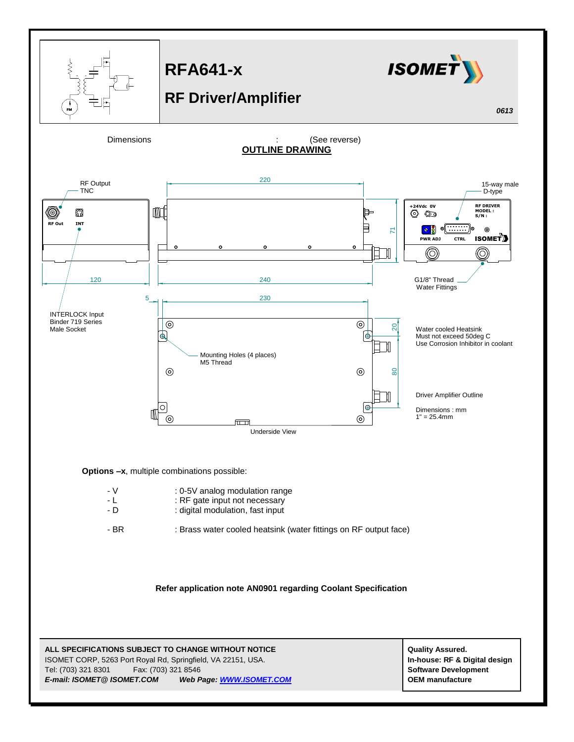# RFA641-x

## RF Driver/Amplifier

*0613*

Dimensions : (See reverse)

**OUTLINE DRAWING**

RF Output
TNC

RF Out

INT

220

71

120

240

5

230

20

80

15-way male
D-type

+24Vdc 0V

RF DRIVER
MODEL :
S/N :

PWR ADJ

CTRL

ISOMET

G1/8" Thread
Water Fittings

INTERLOCK Input
Binder 719 Series
Male Socket

Mounting Holes (4 places)
M5 Thread

Underside View

Water cooled Heatsink
Must not exceed 50deg C
Use Corrosion Inhibitor in coolant

Driver Amplifier Outline

Dimensions : mm
1" = 25.4mm

**Options –x**, multiple combinations possible:

- \- V : 0-5V analog modulation range
- \- L : RF gate input not necessary
- \- D : digital modulation, fast input

- \- BR : Brass water cooled heatsink (water fittings on RF output face)

**Refer application note AN0901 regarding Coolant Specification**

**ALL SPECIFICATIONS SUBJECT TO CHANGE WITHOUT NOTICE**
ISOMET CORP, 5263 Port Royal Rd, Springfield, VA 22151, USA.
Tel: (703) 321 8301 Fax: (703) 321 8546
***E-mail: ISOMET@ ISOMET.COM*** ***Web Page: WWW.ISOMET.COM***

**Quality Assured.**
**In-house: RF & Digital design**
**Software Development**
**OEM manufacture**